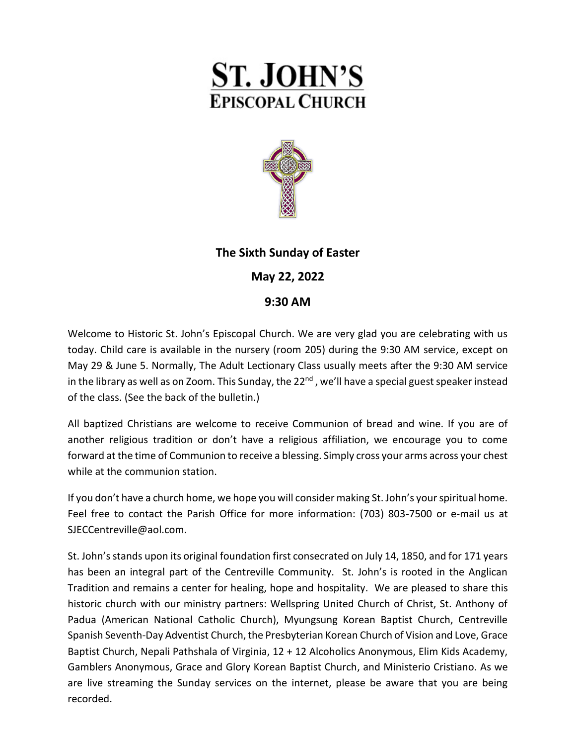# ST. JOHN'S EPISCOPAL CHURCH

**The Sixth Sunday of Easter**

**May 22, 2022**

**9:30 AM**

Welcome to Historic St. John's Episcopal Church. We are very glad you are celebrating with us today. Child care is available in the nursery (room 205) during the 9:30 AM service, except on May 29 & June 5. Normally, The Adult Lectionary Class usually meets after the 9:30 AM service in the library as well as on Zoom. This Sunday, the 22nd , we'll have a special guest speaker instead of the class. (See the back of the bulletin.)

All baptized Christians are welcome to receive Communion of bread and wine. If you are of another religious tradition or don't have a religious affiliation, we encourage you to come forward at the time of Communion to receive a blessing. Simply cross your arms across your chest while at the communion station.

If you don't have a church home, we hope you will consider making St. John's your spiritual home. Feel free to contact the Parish Office for more information: (703) 803-7500 or e-mail us at SJECCentreville@aol.com.

St. John's stands upon its original foundation first consecrated on July 14, 1850, and for 171 years has been an integral part of the Centreville Community. St. John's is rooted in the Anglican Tradition and remains a center for healing, hope and hospitality. We are pleased to share this historic church with our ministry partners: Wellspring United Church of Christ, St. Anthony of Padua (American National Catholic Church), Myungsung Korean Baptist Church, Centreville Spanish Seventh-Day Adventist Church, the Presbyterian Korean Church of Vision and Love, Grace Baptist Church, Nepali Pathshala of Virginia, 12 + 12 Alcoholics Anonymous, Elim Kids Academy, Gamblers Anonymous, Grace and Glory Korean Baptist Church, and Ministerio Cristiano. As we are live streaming the Sunday services on the internet, please be aware that you are being recorded.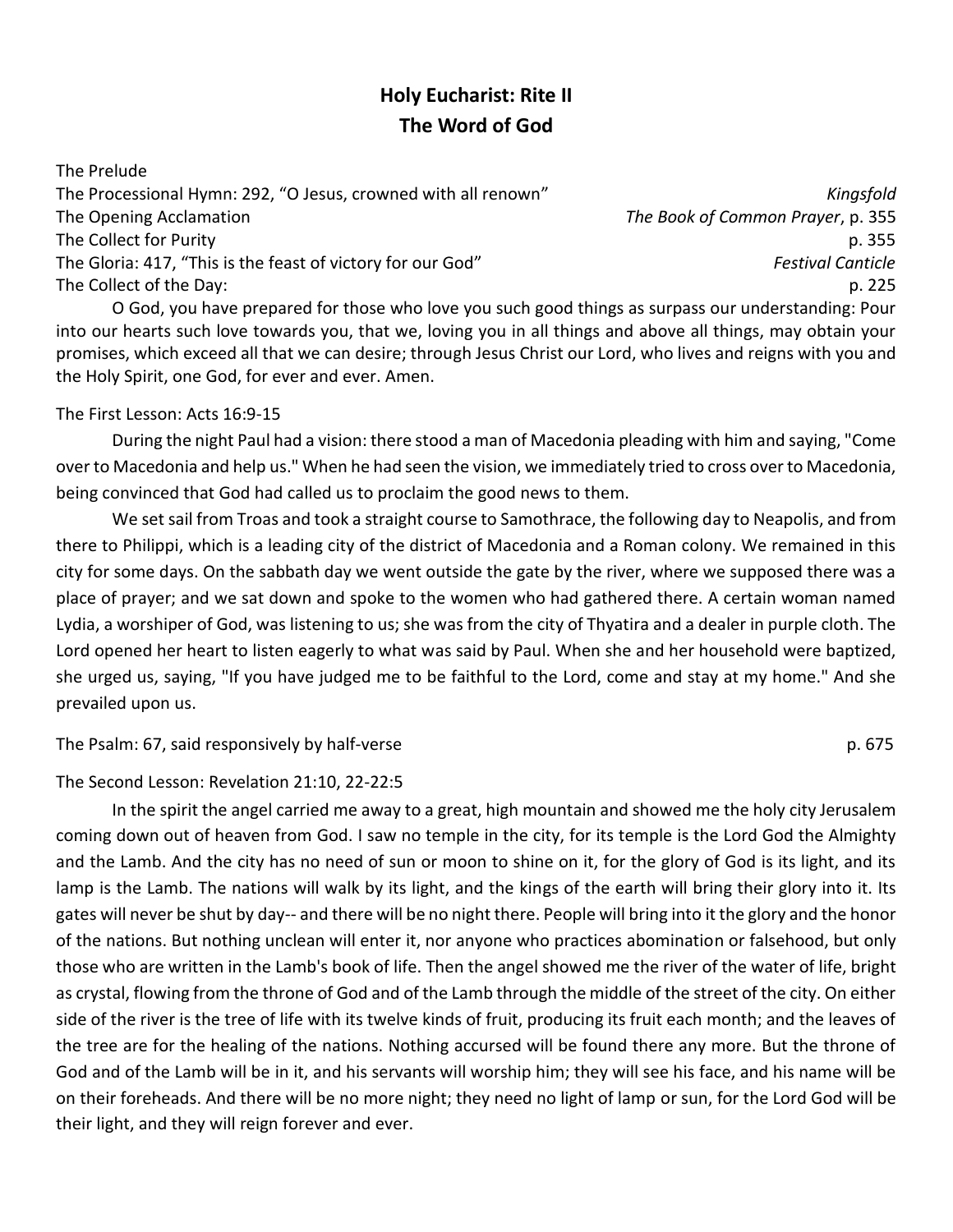# Holy Eucharist: Rite II
## The Word of God

The Prelude

The Processional Hymn: 292, "O Jesus, crowned with all renown" *Kingsfold*

The Opening Acclamation *The Book of Common Prayer*, p. 355

The Collect for Purity p. 355

The Gloria: 417, "This is the feast of victory for our God" *Festival Canticle*

The Collect of the Day: p. 225

O God, you have prepared for those who love you such good things as surpass our understanding: Pour into our hearts such love towards you, that we, loving you in all things and above all things, may obtain your promises, which exceed all that we can desire; through Jesus Christ our Lord, who lives and reigns with you and the Holy Spirit, one God, for ever and ever. Amen.

The First Lesson: Acts 16:9-15

During the night Paul had a vision: there stood a man of Macedonia pleading with him and saying, "Come over to Macedonia and help us." When he had seen the vision, we immediately tried to cross over to Macedonia, being convinced that God had called us to proclaim the good news to them.

We set sail from Troas and took a straight course to Samothrace, the following day to Neapolis, and from there to Philippi, which is a leading city of the district of Macedonia and a Roman colony. We remained in this city for some days. On the sabbath day we went outside the gate by the river, where we supposed there was a place of prayer; and we sat down and spoke to the women who had gathered there. A certain woman named Lydia, a worshiper of God, was listening to us; she was from the city of Thyatira and a dealer in purple cloth. The Lord opened her heart to listen eagerly to what was said by Paul. When she and her household were baptized, she urged us, saying, "If you have judged me to be faithful to the Lord, come and stay at my home." And she prevailed upon us.

The Psalm: 67, said responsively by half-verse p. 675

The Second Lesson: Revelation 21:10, 22-22:5

In the spirit the angel carried me away to a great, high mountain and showed me the holy city Jerusalem coming down out of heaven from God. I saw no temple in the city, for its temple is the Lord God the Almighty and the Lamb. And the city has no need of sun or moon to shine on it, for the glory of God is its light, and its lamp is the Lamb. The nations will walk by its light, and the kings of the earth will bring their glory into it. Its gates will never be shut by day-- and there will be no night there. People will bring into it the glory and the honor of the nations. But nothing unclean will enter it, nor anyone who practices abomination or falsehood, but only those who are written in the Lamb's book of life. Then the angel showed me the river of the water of life, bright as crystal, flowing from the throne of God and of the Lamb through the middle of the street of the city. On either side of the river is the tree of life with its twelve kinds of fruit, producing its fruit each month; and the leaves of the tree are for the healing of the nations. Nothing accursed will be found there any more. But the throne of God and of the Lamb will be in it, and his servants will worship him; they will see his face, and his name will be on their foreheads. And there will be no more night; they need no light of lamp or sun, for the Lord God will be their light, and they will reign forever and ever.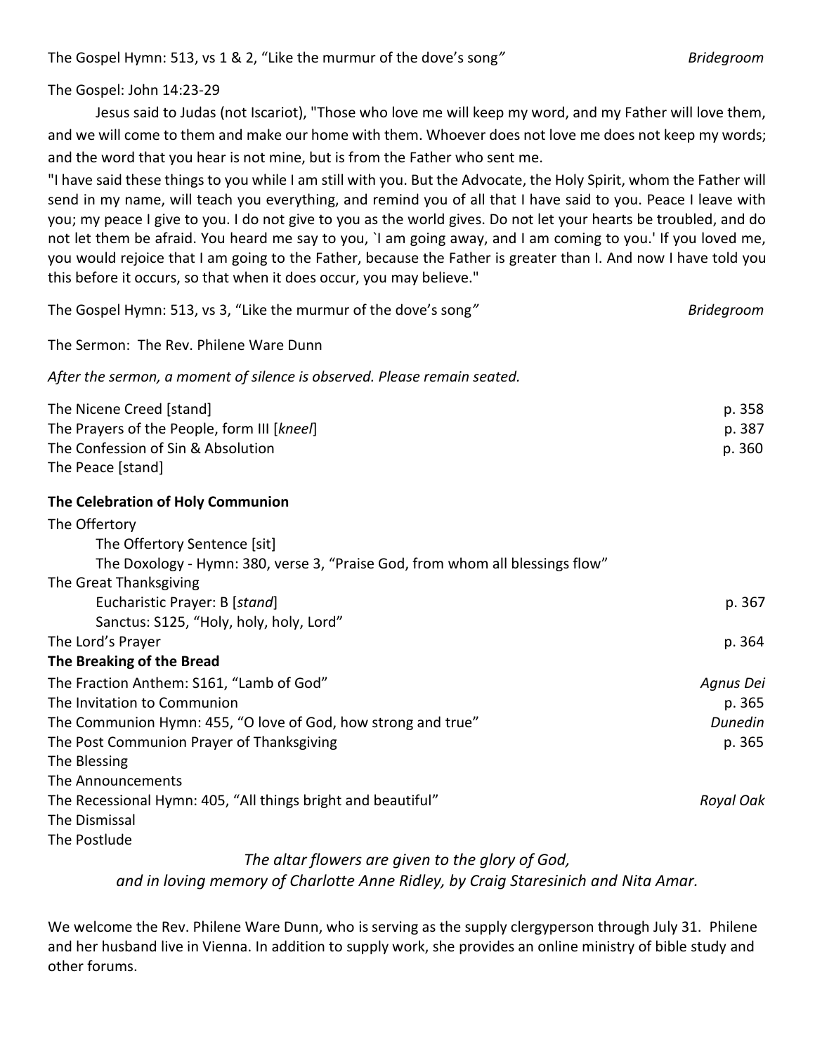The Gospel Hymn: 513, vs 1 & 2, "Like the murmur of the dove's song" *Bridegroom*

The Gospel: John 14:23-29

Jesus said to Judas (not Iscariot), "Those who love me will keep my word, and my Father will love them, and we will come to them and make our home with them. Whoever does not love me does not keep my words; and the word that you hear is not mine, but is from the Father who sent me.

"I have said these things to you while I am still with you. But the Advocate, the Holy Spirit, whom the Father will send in my name, will teach you everything, and remind you of all that I have said to you. Peace I leave with you; my peace I give to you. I do not give to you as the world gives. Do not let your hearts be troubled, and do not let them be afraid. You heard me say to you, `I am going away, and I am coming to you.' If you loved me, you would rejoice that I am going to the Father, because the Father is greater than I. And now I have told you this before it occurs, so that when it does occur, you may believe."

The Gospel Hymn: 513, vs 3, "Like the murmur of the dove's song" *Bridegroom*

The Sermon: The Rev. Philene Ware Dunn

*After the sermon, a moment of silence is observed. Please remain seated.*

The Nicene Creed [stand] p. 358
The Prayers of the People, form III [*kneel*] p. 387
The Confession of Sin & Absolution p. 360
The Peace [stand]

**The Celebration of Holy Communion**

The Offertory
- The Offertory Sentence [sit]
- The Doxology - Hymn: 380, verse 3, "Praise God, from whom all blessings flow"

The Great Thanksgiving
- Eucharistic Prayer: B [*stand*] p. 367
- Sanctus: S125, "Holy, holy, holy, Lord"

The Lord's Prayer p. 364

**The Breaking of the Bread**

The Fraction Anthem: S161, "Lamb of God" *Agnus Dei*
The Invitation to Communion p. 365
The Communion Hymn: 455, "O love of God, how strong and true" *Dunedin*
The Post Communion Prayer of Thanksgiving p. 365
The Blessing
The Announcements
The Recessional Hymn: 405, "All things bright and beautiful" *Royal Oak*
The Dismissal
The Postlude

*The altar flowers are given to the glory of God,*
*and in loving memory of Charlotte Anne Ridley, by Craig Staresinich and Nita Amar.*

We welcome the Rev. Philene Ware Dunn, who is serving as the supply clergyperson through July 31. Philene and her husband live in Vienna. In addition to supply work, she provides an online ministry of bible study and other forums.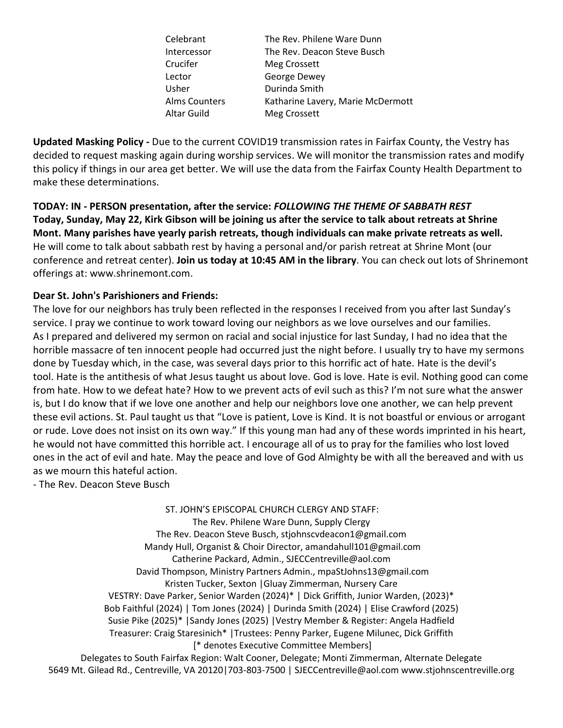| | |
|---|---|
| Celebrant | The Rev. Philene Ware Dunn |
| Intercessor | The Rev. Deacon Steve Busch |
| Crucifer | Meg Crossett |
| Lector | George Dewey |
| Usher | Durinda Smith |
| Alms Counters | Katharine Lavery, Marie McDermott |
| Altar Guild | Meg Crossett |

**Updated Masking Policy -** Due to the current COVID19 transmission rates in Fairfax County, the Vestry has decided to request masking again during worship services. We will monitor the transmission rates and modify this policy if things in our area get better. We will use the data from the Fairfax County Health Department to make these determinations.

**TODAY: IN - PERSON presentation, after the service: *FOLLOWING THE THEME OF SABBATH REST***
**Today, Sunday, May 22, Kirk Gibson will be joining us after the service to talk about retreats at Shrine Mont. Many parishes have yearly parish retreats, though individuals can make private retreats as well.** He will come to talk about sabbath rest by having a personal and/or parish retreat at Shrine Mont (our conference and retreat center). **Join us today at 10:45 AM in the library**. You can check out lots of Shrinemont offerings at: www.shrinemont.com.

**Dear St. John's Parishioners and Friends:**
The love for our neighbors has truly been reflected in the responses I received from you after last Sunday's service. I pray we continue to work toward loving our neighbors as we love ourselves and our families.
As I prepared and delivered my sermon on racial and social injustice for last Sunday, I had no idea that the horrible massacre of ten innocent people had occurred just the night before. I usually try to have my sermons done by Tuesday which, in the case, was several days prior to this horrific act of hate. Hate is the devil's tool. Hate is the antithesis of what Jesus taught us about love. God is love. Hate is evil. Nothing good can come from hate. How to we defeat hate? How to we prevent acts of evil such as this? I'm not sure what the answer is, but I do know that if we love one another and help our neighbors love one another, we can help prevent these evil actions. St. Paul taught us that "Love is patient, Love is Kind. It is not boastful or envious or arrogant or rude. Love does not insist on its own way." If this young man had any of these words imprinted in his heart, he would not have committed this horrible act. I encourage all of us to pray for the families who lost loved ones in the act of evil and hate. May the peace and love of God Almighty be with all the bereaved and with us as we mourn this hateful action.
- The Rev. Deacon Steve Busch

ST. JOHN'S EPISCOPAL CHURCH CLERGY AND STAFF:
The Rev. Philene Ware Dunn, Supply Clergy
The Rev. Deacon Steve Busch, stjohnscvdeacon1@gmail.com
Mandy Hull, Organist & Choir Director, amandahull101@gmail.com
Catherine Packard, Admin., SJECCentreville@aol.com
David Thompson, Ministry Partners Admin., mpaStJohns13@gmail.com
Kristen Tucker, Sexton |Gluay Zimmerman, Nursery Care
VESTRY: Dave Parker, Senior Warden (2024)* | Dick Griffith, Junior Warden, (2023)*
Bob Faithful (2024) | Tom Jones (2024) | Durinda Smith (2024) | Elise Crawford (2025)
Susie Pike (2025)* |Sandy Jones (2025) |Vestry Member & Register: Angela Hadfield
Treasurer: Craig Staresinich* |Trustees: Penny Parker, Eugene Milunec, Dick Griffith
[* denotes Executive Committee Members]
Delegates to South Fairfax Region: Walt Cooner, Delegate; Monti Zimmerman, Alternate Delegate
5649 Mt. Gilead Rd., Centreville, VA 20120|703-803-7500 | SJECCentreville@aol.com www.stjohnscentreville.org